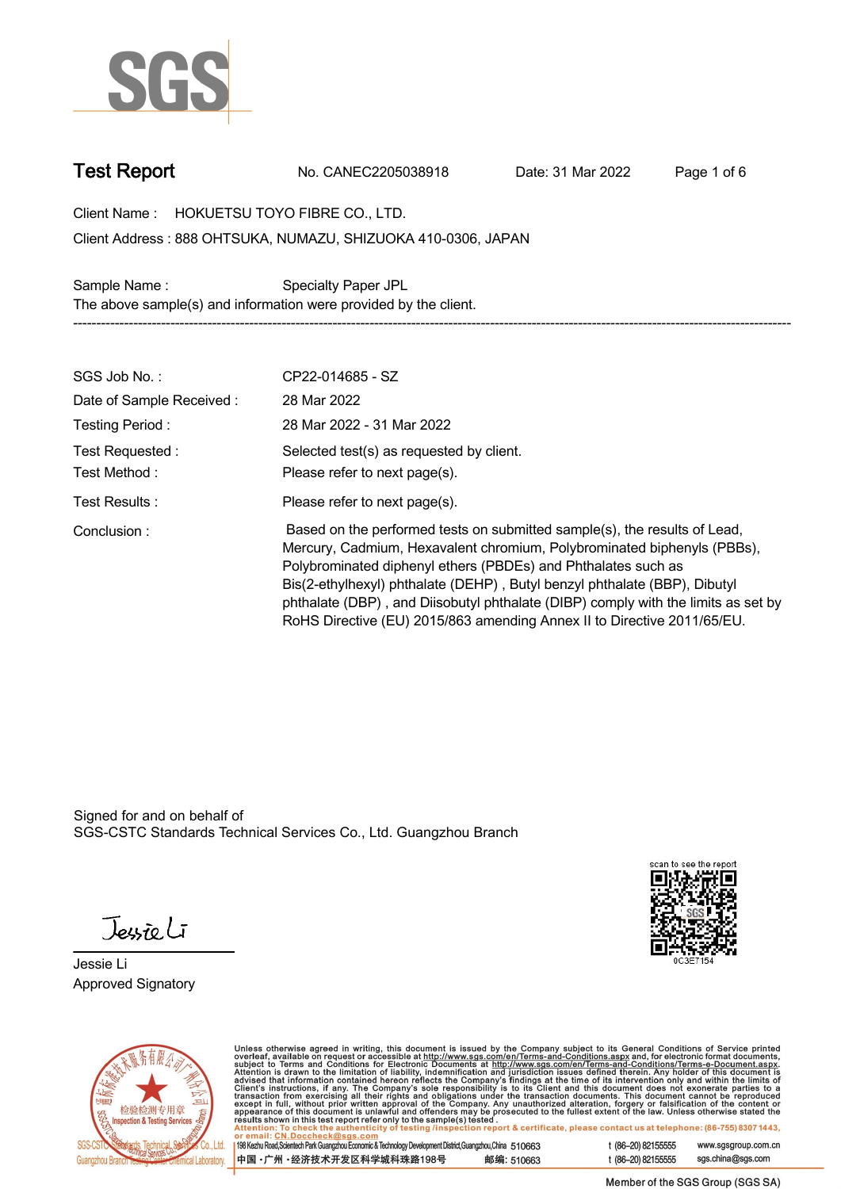SGS

# Test Report

No. CANEC2205038918 Date: 31 Mar 2022

Client Name : HOKUETSU TOYO FIBRE CO., LTD.

Client Address : 888 OHTSUKA, NUMAZU, SHIZUOKA 410-0306, JAPAN

Sample Name : Specialty Paper JPL

The above sample(s) and information were provided by the client.

---

| | |
|---|---|
| SGS Job No. : | CP22-014685 - SZ |
| Date of Sample Received : | 28 Mar 2022 |
| Testing Period : | 28 Mar 2022 - 31 Mar 2022 |
| Test Requested : | Selected test(s) as requested by client. |
| Test Method : | Please refer to next page(s). |
| Test Results : | Please refer to next page(s). |
| Conclusion : | Based on the performed tests on submitted sample(s), the results of Lead, Mercury, Cadmium, Hexavalent chromium, Polybrominated biphenyls (PBBs), Polybrominated diphenyl ethers (PBDEs) and Phthalates such as Bis(2-ethylhexyl) phthalate (DEHP) , Butyl benzyl phthalate (BBP), Dibutyl phthalate (DBP) , and Diisobutyl phthalate (DIBP) comply with the limits as set by RoHS Directive (EU) 2015/863 amending Annex II to Directive 2011/65/EU. |

Signed for and on behalf of
SGS-CSTC Standards Technical Services Co., Ltd. Guangzhou Branch

scan to see the report
0C3E7154

Jessie Li
Approved Signatory

Unless otherwise agreed in writing, this document is issued by the Company subject to its General Conditions of Service printed overleaf, available on request or accessible at http://www.sgs.com/en/Terms-and-Conditions.aspx and, for electronic format documents, subject to Terms and Conditions for Electronic Documents at http://www.sgs.com/en/Terms-and-Conditions/Terms-e-Document.aspx. Attention is drawn to the limitation of liability, indemnification and jurisdiction issues defined therein. Any holder of this document is advised that information contained hereon reflects the Company's findings at the time of its intervention only and within the limits of Client's instructions, if any. The Company's sole responsibility is to its Client and this document does not exonerate parties to a transaction from exercising all their rights and obligations under the transaction documents. This document cannot be reproduced except in full, without prior written approval of the Company. Any unauthorized alteration, forgery or falsification of the content or appearance of this document is unlawful and offenders may be prosecuted to the fullest extent of the law. Unless otherwise stated the results shown in this test report refer only to the sample(s) tested.

Attention: To check the authenticity of testing /inspection report & certificate, please contact us at telephone: (86-755) 8307 1443, or email: CN.Doccheck@sgs.com

198 Kezhu Road,Scientech Park Guangzhou Economic & Technology Development District,Guangzhou,China 510663 t (86–20) 82155555 www.sgsgroup.com.cn

中国・广州・经济技术开发区科学城科珠路198号 邮编: 510663 t (86–20) 82155555 sgs.china@sgs.com

Member of the SGS Group (SGS SA)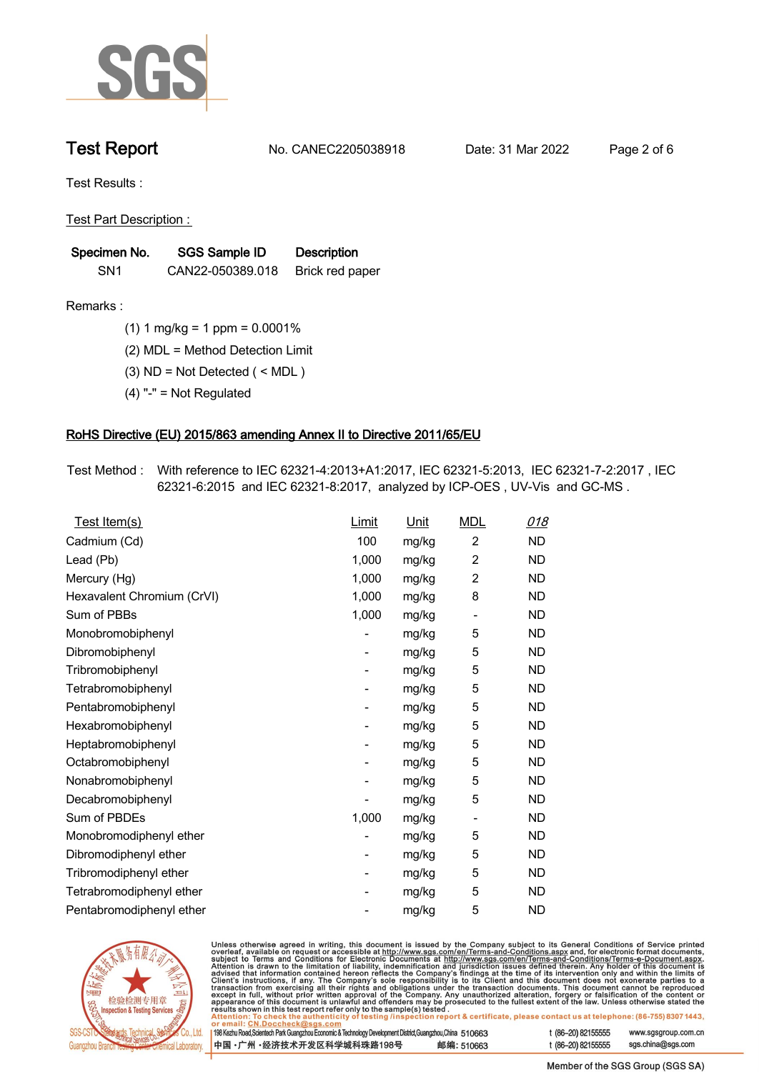# Test Report

No. CANEC2205038918    Date: 31 Mar 2022

Test Results :

Test Part Description :

| Specimen No. | SGS Sample ID | Description |
|---|---|---|
| SN1 | CAN22-050389.018 | Brick red paper |

Remarks :

(1) 1 mg/kg = 1 ppm = 0.0001%

(2) MDL = Method Detection Limit

(3) ND = Not Detected ( < MDL )

(4) "-" = Not Regulated

## RoHS Directive (EU) 2015/863 amending Annex II to Directive 2011/65/EU

Test Method : With reference to IEC 62321-4:2013+A1:2017, IEC 62321-5:2013, IEC 62321-7-2:2017 , IEC 62321-6:2015 and IEC 62321-8:2017, analyzed by ICP-OES , UV-Vis and GC-MS .

| Test Item(s) | Limit | Unit | MDL | 018 |
|---|---|---|---|---|
| Cadmium (Cd) | 100 | mg/kg | 2 | ND |
| Lead (Pb) | 1,000 | mg/kg | 2 | ND |
| Mercury (Hg) | 1,000 | mg/kg | 2 | ND |
| Hexavalent Chromium (CrVI) | 1,000 | mg/kg | 8 | ND |
| Sum of PBBs | 1,000 | mg/kg | - | ND |
| Monobromobiphenyl | - | mg/kg | 5 | ND |
| Dibromobiphenyl | - | mg/kg | 5 | ND |
| Tribromobiphenyl | - | mg/kg | 5 | ND |
| Tetrabromobiphenyl | - | mg/kg | 5 | ND |
| Pentabromobiphenyl | - | mg/kg | 5 | ND |
| Hexabromobiphenyl | - | mg/kg | 5 | ND |
| Heptabromobiphenyl | - | mg/kg | 5 | ND |
| Octabromobiphenyl | - | mg/kg | 5 | ND |
| Nonabromobiphenyl | - | mg/kg | 5 | ND |
| Decabromobiphenyl | - | mg/kg | 5 | ND |
| Sum of PBDEs | 1,000 | mg/kg | - | ND |
| Monobromodiphenyl ether | - | mg/kg | 5 | ND |
| Dibromodiphenyl ether | - | mg/kg | 5 | ND |
| Tribromodiphenyl ether | - | mg/kg | 5 | ND |
| Tetrabromodiphenyl ether | - | mg/kg | 5 | ND |
| Pentabromodiphenyl ether | - | mg/kg | 5 | ND |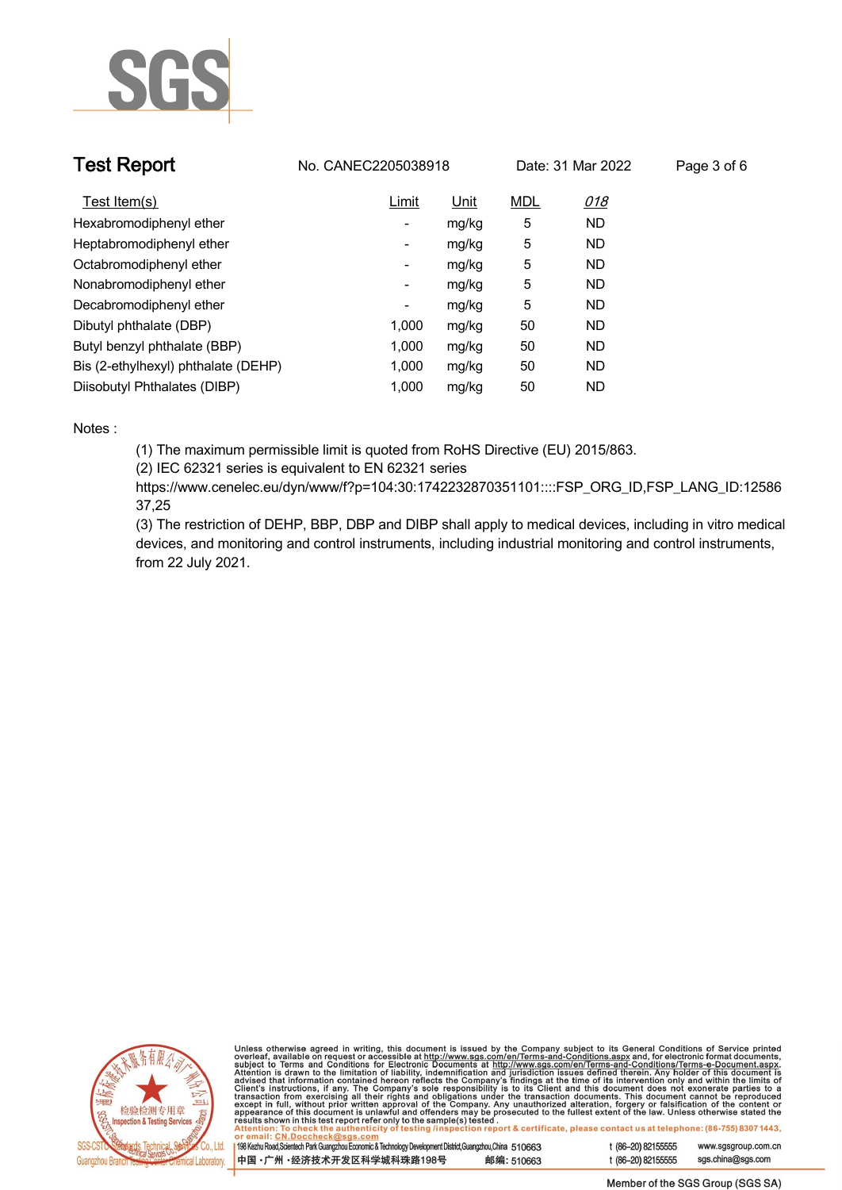| Test Item(s) | Limit | Unit | MDL | 018 |
|---|---|---|---|---|
| Hexabromodiphenyl ether | - | mg/kg | 5 | ND |
| Heptabromodiphenyl ether | - | mg/kg | 5 | ND |
| Octabromodiphenyl ether | - | mg/kg | 5 | ND |
| Nonabromodiphenyl ether | - | mg/kg | 5 | ND |
| Decabromodiphenyl ether | - | mg/kg | 5 | ND |
| Dibutyl phthalate (DBP) | 1,000 | mg/kg | 50 | ND |
| Butyl benzyl phthalate (BBP) | 1,000 | mg/kg | 50 | ND |
| Bis (2-ethylhexyl) phthalate (DEHP) | 1,000 | mg/kg | 50 | ND |
| Diisobutyl Phthalates (DIBP) | 1,000 | mg/kg | 50 | ND |

Notes :

(1) The maximum permissible limit is quoted from RoHS Directive (EU) 2015/863.

(2) IEC 62321 series is equivalent to EN 62321 series
https://www.cenelec.eu/dyn/www/f?p=104:30:1742232870351101::::FSP_ORG_ID,FSP_LANG_ID:1258637,25

(3) The restriction of DEHP, BBP, DBP and DIBP shall apply to medical devices, including in vitro medical devices, and monitoring and control instruments, including industrial monitoring and control instruments, from 22 July 2021.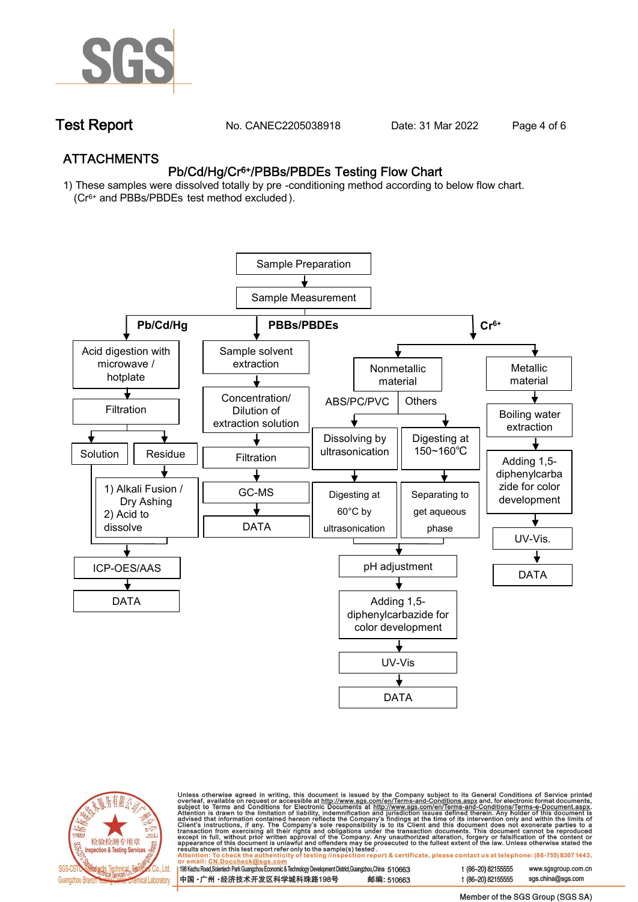## ATTACHMENTS

### Pb/Cd/Hg/$Cr^{6+}$/PBBs/PBDEs Testing Flow Chart

1) These samples were dissolved totally by pre -conditioning method according to below flow chart. ($Cr^{6+}$ and PBBs/PBDEs test method excluded).

Sample Preparation → Sample Measurement

**Pb/Cd/Hg**

- Acid digestion with microwave / hotplate
- Filtration
- Solution / Residue
  - Residue: 1) Alkali Fusion / Dry Ashing 2) Acid to dissolve
- ICP-OES/AAS
- DATA

**PBBs/PBDEs**

- Sample solvent extraction
- Concentration/ Dilution of extraction solution
- Filtration
- GC-MS
- DATA

**$Cr^{6+}$**

- Nonmetallic material
  - ABS/PC/PVC: Dissolving by ultrasonication → Digesting at 60°C by ultrasonication
  - Others: Digesting at 150~160℃ → Separating to get aqueous phase
  - pH adjustment
  - Adding 1,5-diphenylcarbazide for color development
  - UV-Vis
  - DATA
- Metallic material
  - Boiling water extraction
  - Adding 1,5-diphenylcarbazide for color development
  - UV-Vis.
  - DATA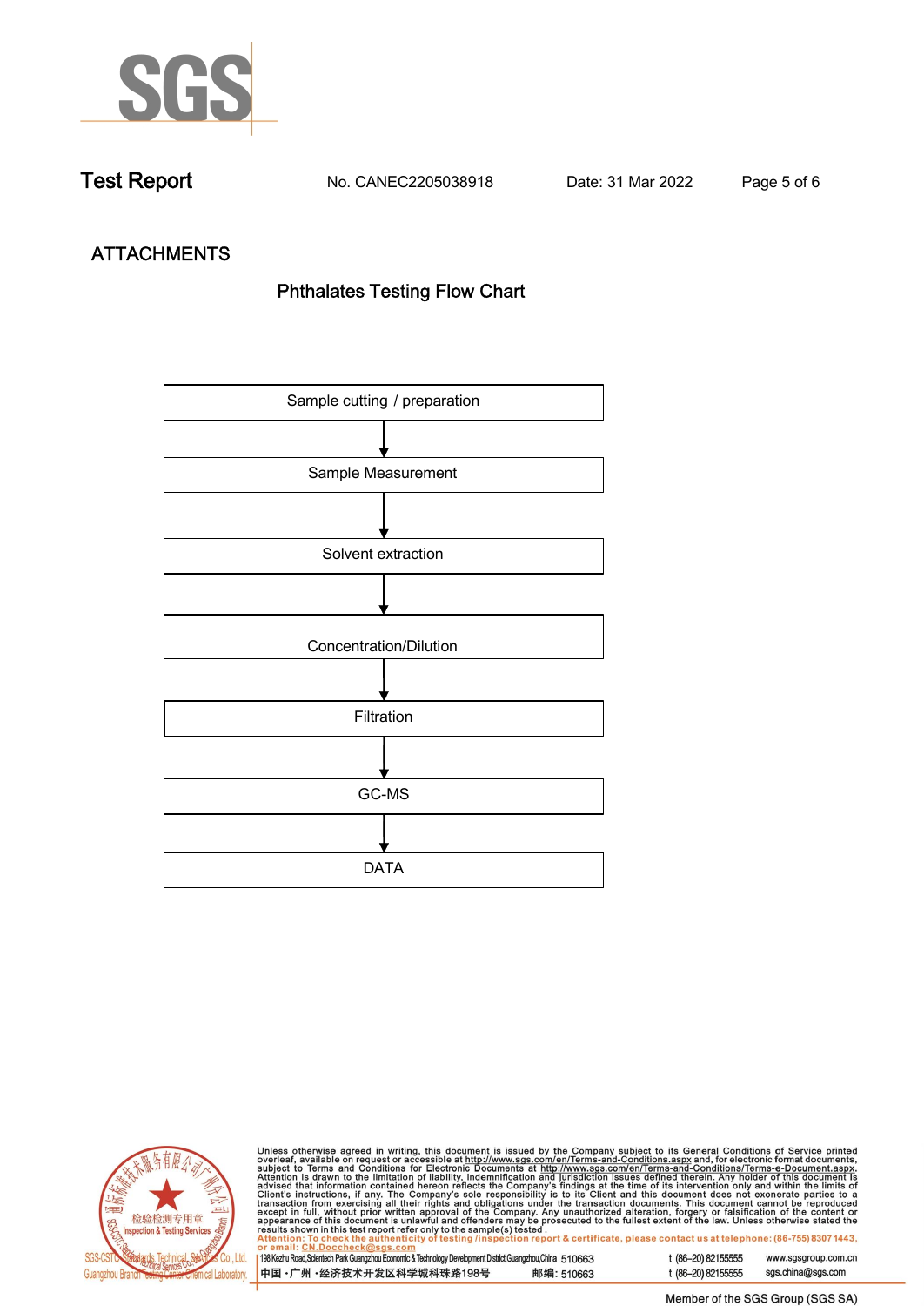## ATTACHMENTS

### Phthalates Testing Flow Chart

Sample cutting / preparation

↓

Sample Measurement

↓

Solvent extraction

↓

Concentration/Dilution

↓

Filtration

↓

GC-MS

↓

DATA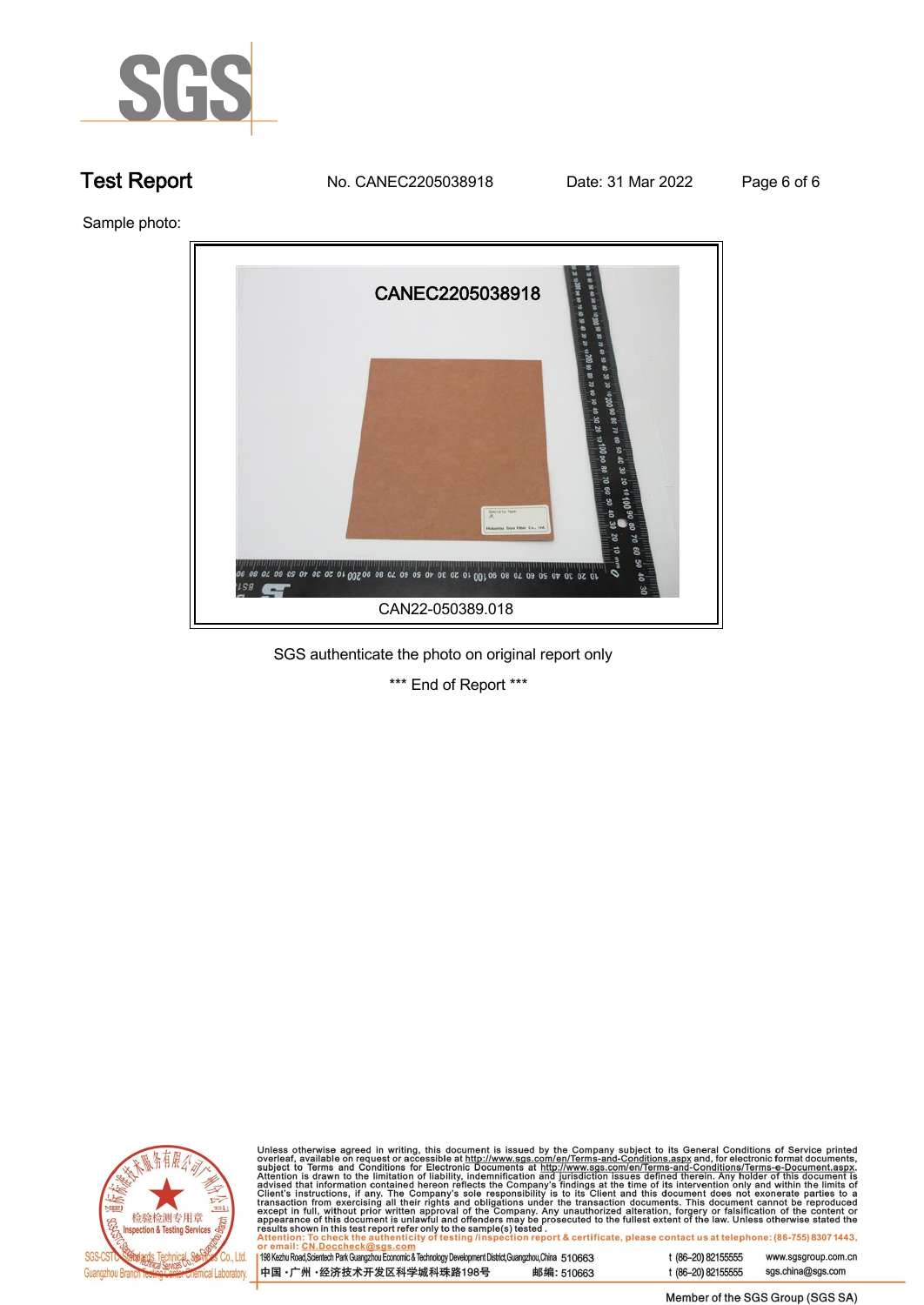Sample photo:

CANEC2205038918

CAN22-050389.018

SGS authenticate the photo on original report only

*** End of Report ***

Unless otherwise agreed in writing, this document is issued by the Company subject to its General Conditions of Service printed overleaf, available on request or accessible at http://www.sgs.com/en/Terms-and-Conditions.aspx and, for electronic format documents, subject to Terms and Conditions for Electronic Documents at http://www.sgs.com/en/Terms-and-Conditions/Terms-e-Document.aspx. Attention is drawn to the limitation of liability, indemnification and jurisdiction issues defined therein. Any holder of this document is advised that information contained hereon reflects the Company's findings at the time of its intervention only and within the limits of Client's instructions, if any. The Company's sole responsibility is to its Client and this document does not exonerate parties to a transaction from exercising all their rights and obligations under the transaction documents. This document cannot be reproduced except in full, without prior written approval of the Company. Any unauthorized alteration, forgery or falsification of the content or appearance of this document is unlawful and offenders may be prosecuted to the fullest extent of the law. Unless otherwise stated the results shown in this test report refer only to the sample(s) tested.

Attention: To check the authenticity of testing /inspection report & certificate, please contact us at telephone: (86-755) 8307 1443, or email: CN.Doccheck@sgs.com

198 Kezhu Road,Scientech Park Guangzhou Economic & Technology Development District,Guangzhou,China 510663 t (86–20) 82155555 www.sgsgroup.com.cn

中国·广州·经济技术开发区科学城科珠路198号 邮编: 510663 t (86–20) 82155555 sgs.china@sgs.com

Member of the SGS Group (SGS SA)